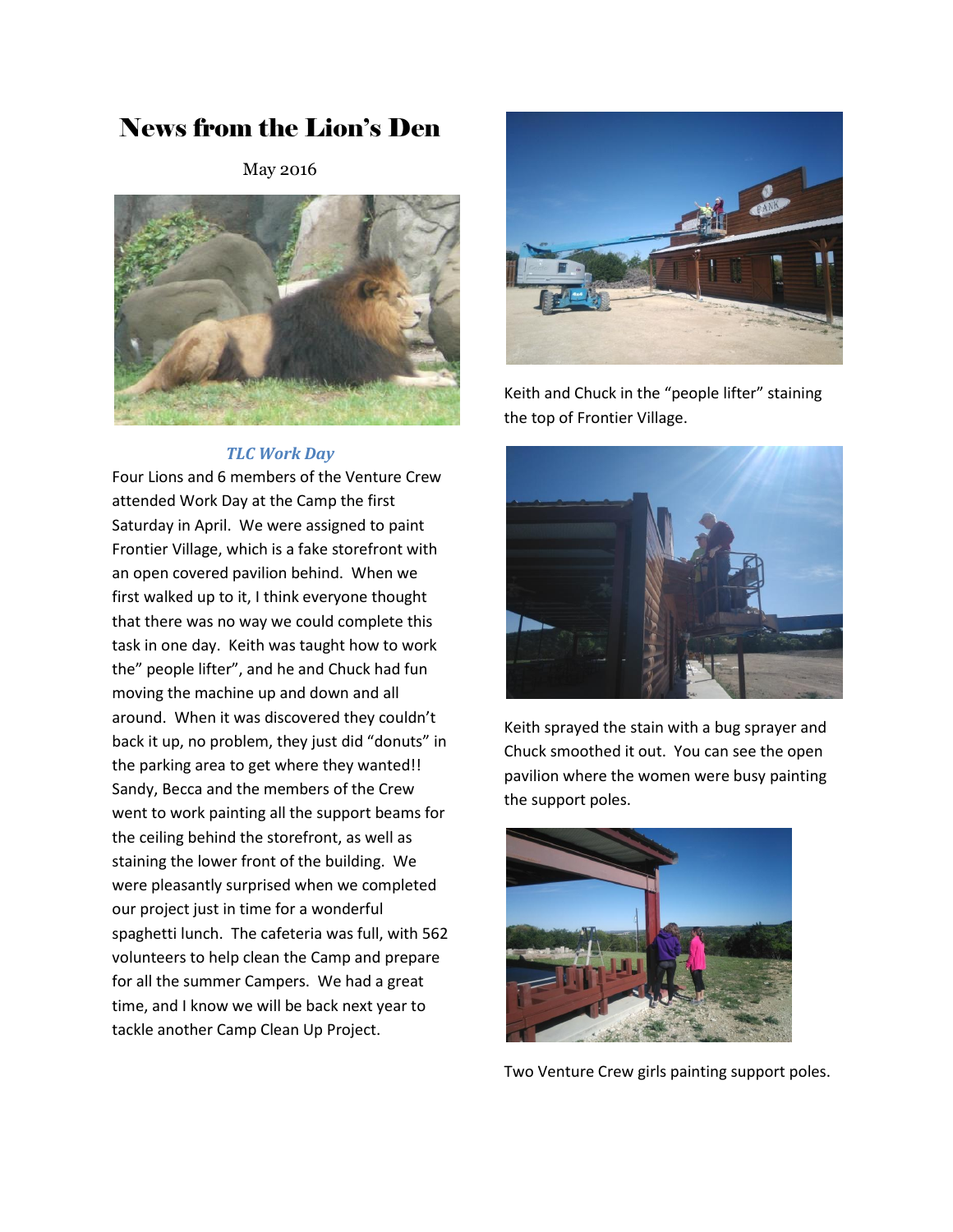# News from the Lion's Den

May 2016

### *TLC Work Day*

Four Lions and 6 members of the Venture Crew attended Work Day at the Camp the first Saturday in April. We were assigned to paint Frontier Village, which is a fake storefront with an open covered pavilion behind. When we first walked up to it, I think everyone thought that there was no way we could complete this task in one day. Keith was taught how to work the" people lifter", and he and Chuck had fun moving the machine up and down and all around. When it was discovered they couldn't back it up, no problem, they just did "donuts" in the parking area to get where they wanted!! Sandy, Becca and the members of the Crew went to work painting all the support beams for the ceiling behind the storefront, as well as staining the lower front of the building. We were pleasantly surprised when we completed our project just in time for a wonderful spaghetti lunch. The cafeteria was full, with 562 volunteers to help clean the Camp and prepare for all the summer Campers. We had a great time, and I know we will be back next year to tackle another Camp Clean Up Project.

Keith and Chuck in the "people lifter" staining the top of Frontier Village.

Keith sprayed the stain with a bug sprayer and Chuck smoothed it out. You can see the open pavilion where the women were busy painting the support poles.

Two Venture Crew girls painting support poles.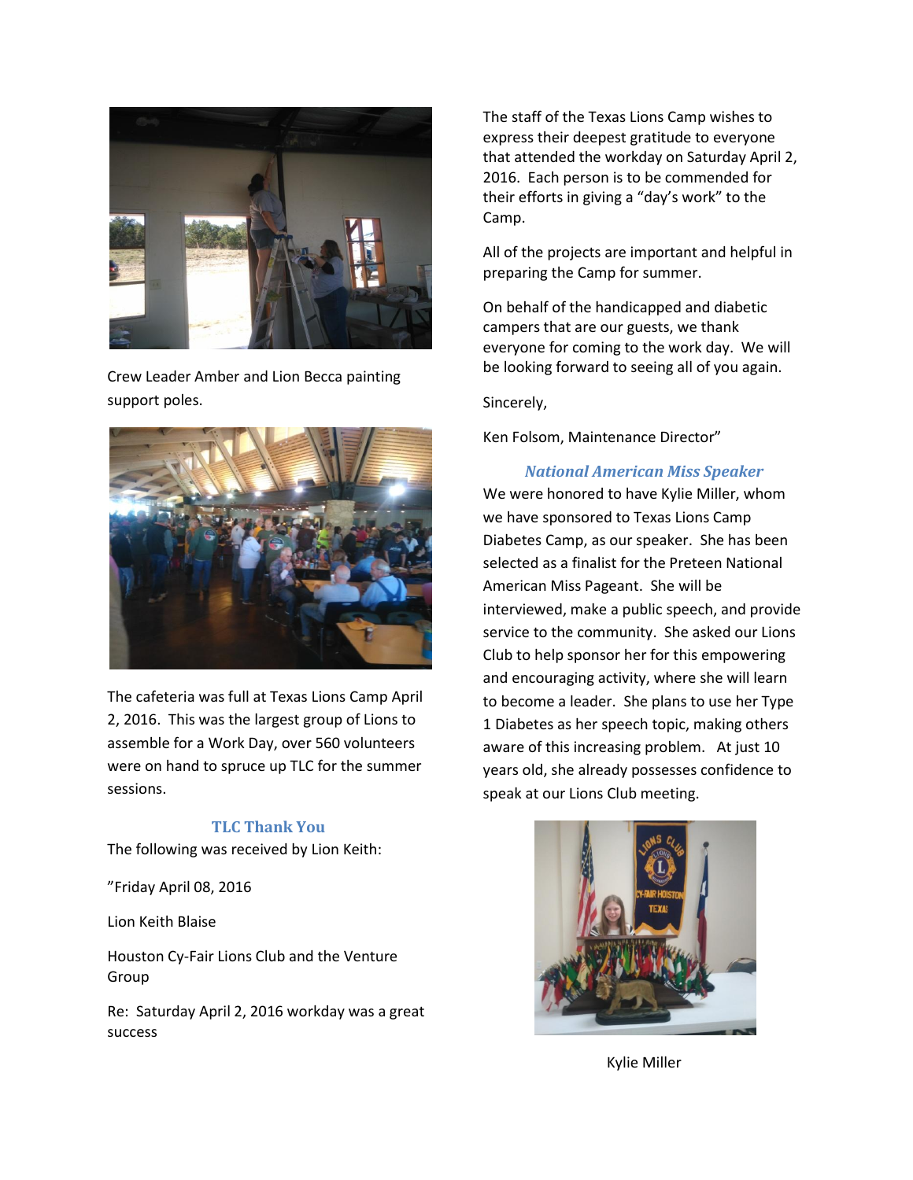Crew Leader Amber and Lion Becca painting support poles.

The cafeteria was full at Texas Lions Camp April 2, 2016. This was the largest group of Lions to assemble for a Work Day, over 560 volunteers were on hand to spruce up TLC for the summer sessions.

## TLC Thank You

The following was received by Lion Keith:

"Friday April 08, 2016

Lion Keith Blaise

Houston Cy-Fair Lions Club and the Venture Group

Re: Saturday April 2, 2016 workday was a great success

The staff of the Texas Lions Camp wishes to express their deepest gratitude to everyone that attended the workday on Saturday April 2, 2016. Each person is to be commended for their efforts in giving a "day's work" to the Camp.

All of the projects are important and helpful in preparing the Camp for summer.

On behalf of the handicapped and diabetic campers that are our guests, we thank everyone for coming to the work day. We will be looking forward to seeing all of you again.

Sincerely,

Ken Folsom, Maintenance Director"

## *National American Miss Speaker*

We were honored to have Kylie Miller, whom we have sponsored to Texas Lions Camp Diabetes Camp, as our speaker. She has been selected as a finalist for the Preteen National American Miss Pageant. She will be interviewed, make a public speech, and provide service to the community. She asked our Lions Club to help sponsor her for this empowering and encouraging activity, where she will learn to become a leader. She plans to use her Type 1 Diabetes as her speech topic, making others aware of this increasing problem. At just 10 years old, she already possesses confidence to speak at our Lions Club meeting.

Kylie Miller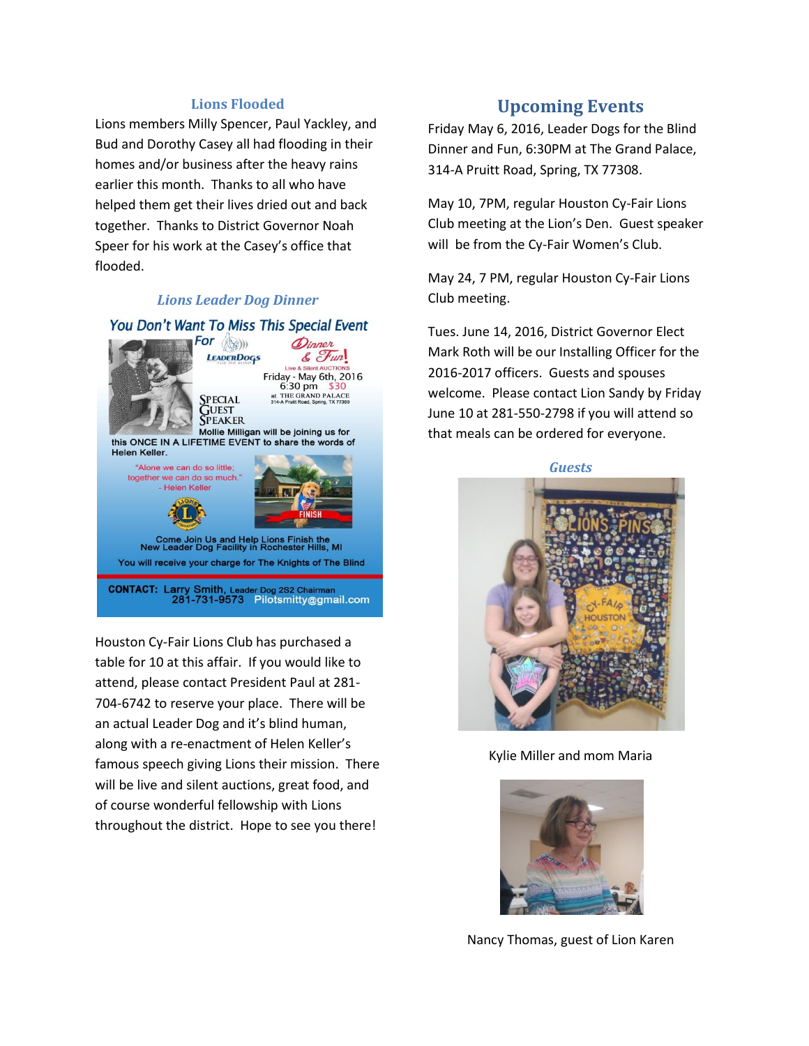### Lions Flooded

Lions members Milly Spencer, Paul Yackley, and Bud and Dorothy Casey all had flooding in their homes and/or business after the heavy rains earlier this month. Thanks to all who have helped them get their lives dried out and back together. Thanks to District Governor Noah Speer for his work at the Casey's office that flooded.

### *Lions Leader Dog Dinner*

*You Don't Want To Miss This Special Event*

For LeaderDogs for the Blind Dinner & Fun!

Live & Silent AUCTIONS

Friday - May 6th, 2016
6:30 pm $30
at THE GRAND PALACE
314-A Pruitt Road, Spring, TX 77380

SPECIAL GUEST SPEAKER

Mollie Milligan will be joining us for this ONCE IN A LIFETIME EVENT to share the words of Helen Keller.

"Alone we can do so little; together we can do so much."
- Helen Keller

Come Join Us and Help Lions Finish the New Leader Dog Facility in Rochester Hills, MI

You will receive your charge for The Knights of The Blind

CONTACT: Larry Smith, Leader Dog 2S2 Chairman
281-731-9573 Pilotsmitty@gmail.com

Houston Cy-Fair Lions Club has purchased a table for 10 at this affair. If you would like to attend, please contact President Paul at 281-704-6742 to reserve your place. There will be an actual Leader Dog and it's blind human, along with a re-enactment of Helen Keller's famous speech giving Lions their mission. There will be live and silent auctions, great food, and of course wonderful fellowship with Lions throughout the district. Hope to see you there!

## Upcoming Events

Friday May 6, 2016, Leader Dogs for the Blind Dinner and Fun, 6:30PM at The Grand Palace, 314-A Pruitt Road, Spring, TX 77308.

May 10, 7PM, regular Houston Cy-Fair Lions Club meeting at the Lion's Den. Guest speaker will be from the Cy-Fair Women's Club.

May 24, 7 PM, regular Houston Cy-Fair Lions Club meeting.

Tues. June 14, 2016, District Governor Elect Mark Roth will be our Installing Officer for the 2016-2017 officers. Guests and spouses welcome. Please contact Lion Sandy by Friday June 10 at 281-550-2798 if you will attend so that meals can be ordered for everyone.

### *Guests*

Kylie Miller and mom Maria

Nancy Thomas, guest of Lion Karen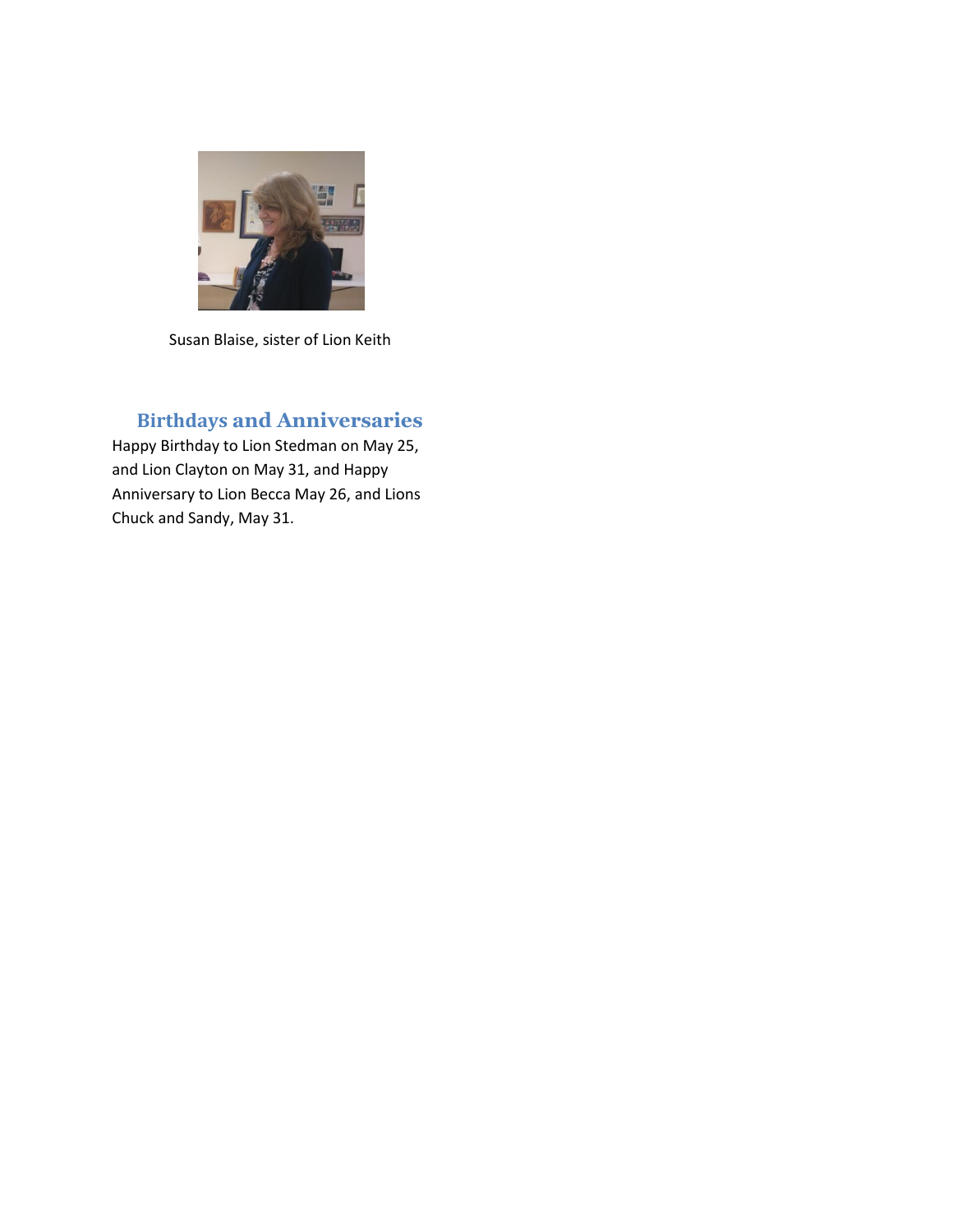Susan Blaise, sister of Lion Keith

## Birthdays and Anniversaries

Happy Birthday to Lion Stedman on May 25, and Lion Clayton on May 31, and Happy Anniversary to Lion Becca May 26, and Lions Chuck and Sandy, May 31.